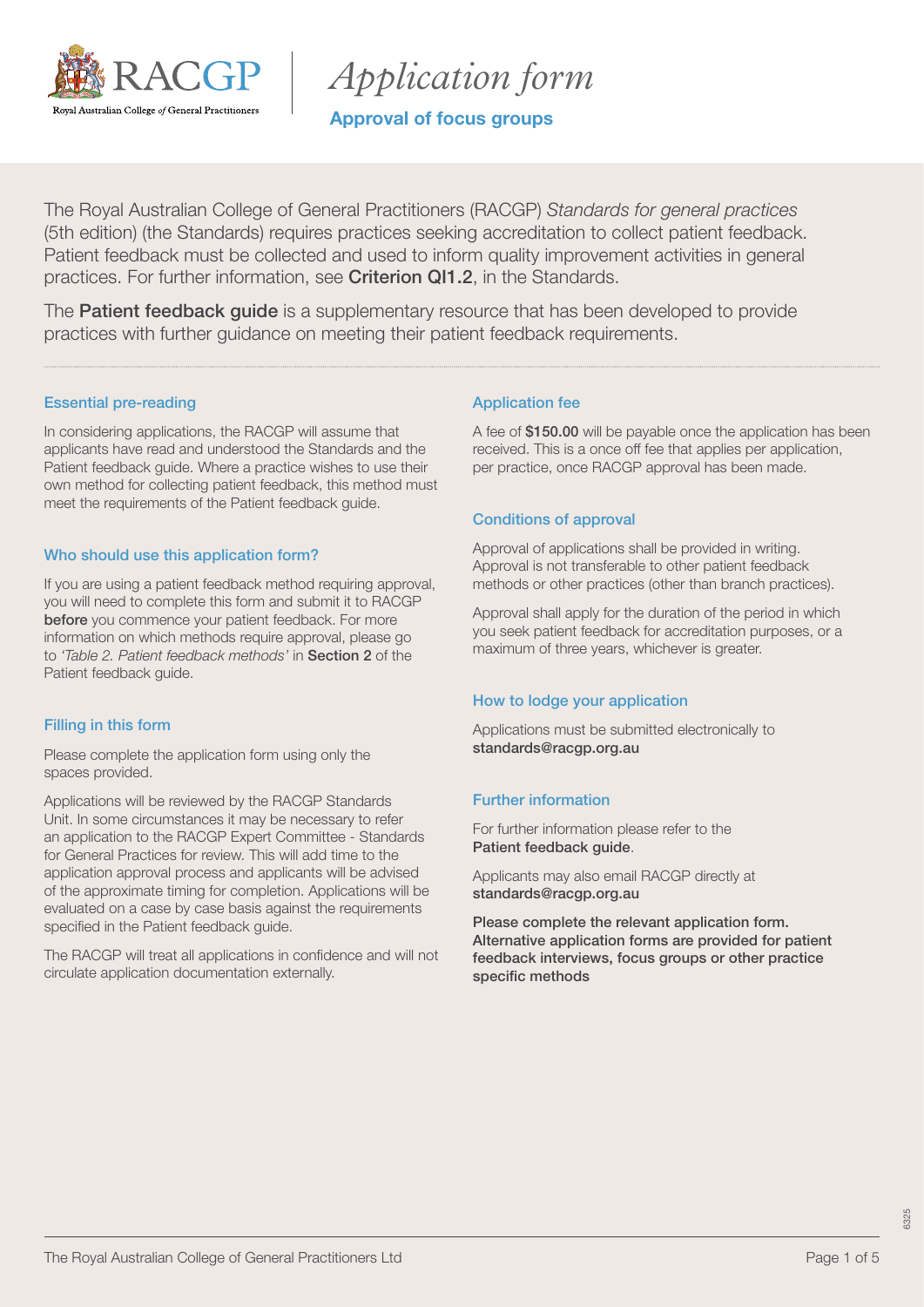# Application form

## Approval of focus groups

The Royal Australian College of General Practitioners (RACGP) *Standards for general practices* (5th edition) (the Standards) requires practices seeking accreditation to collect patient feedback. Patient feedback must be collected and used to inform quality improvement activities in general practices. For further information, see **Criterion QI1.2**, in the Standards.

The **Patient feedback guide** is a supplementary resource that has been developed to provide practices with further guidance on meeting their patient feedback requirements.

### Essential pre-reading

In considering applications, the RACGP will assume that applicants have read and understood the Standards and the Patient feedback guide. Where a practice wishes to use their own method for collecting patient feedback, this method must meet the requirements of the Patient feedback guide.

### Who should use this application form?

If you are using a patient feedback method requiring approval, you will need to complete this form and submit it to RACGP **before** you commence your patient feedback. For more information on which methods require approval, please go to *'Table 2. Patient feedback methods'* in **Section 2** of the Patient feedback guide.

### Filling in this form

Please complete the application form using only the spaces provided.

Applications will be reviewed by the RACGP Standards Unit. In some circumstances it may be necessary to refer an application to the RACGP Expert Committee - Standards for General Practices for review. This will add time to the application approval process and applicants will be advised of the approximate timing for completion. Applications will be evaluated on a case by case basis against the requirements specified in the Patient feedback guide.

The RACGP will treat all applications in confidence and will not circulate application documentation externally.

### Application fee

A fee of **$150.00** will be payable once the application has been received. This is a once off fee that applies per application, per practice, once RACGP approval has been made.

### Conditions of approval

Approval of applications shall be provided in writing. Approval is not transferable to other patient feedback methods or other practices (other than branch practices).

Approval shall apply for the duration of the period in which you seek patient feedback for accreditation purposes, or a maximum of three years, whichever is greater.

### How to lodge your application

Applications must be submitted electronically to **standards@racgp.org.au**

### Further information

For further information please refer to the **Patient feedback guide**.

Applicants may also email RACGP directly at **standards@racgp.org.au**

**Please complete the relevant application form. Alternative application forms are provided for patient feedback interviews, focus groups or other practice specific methods**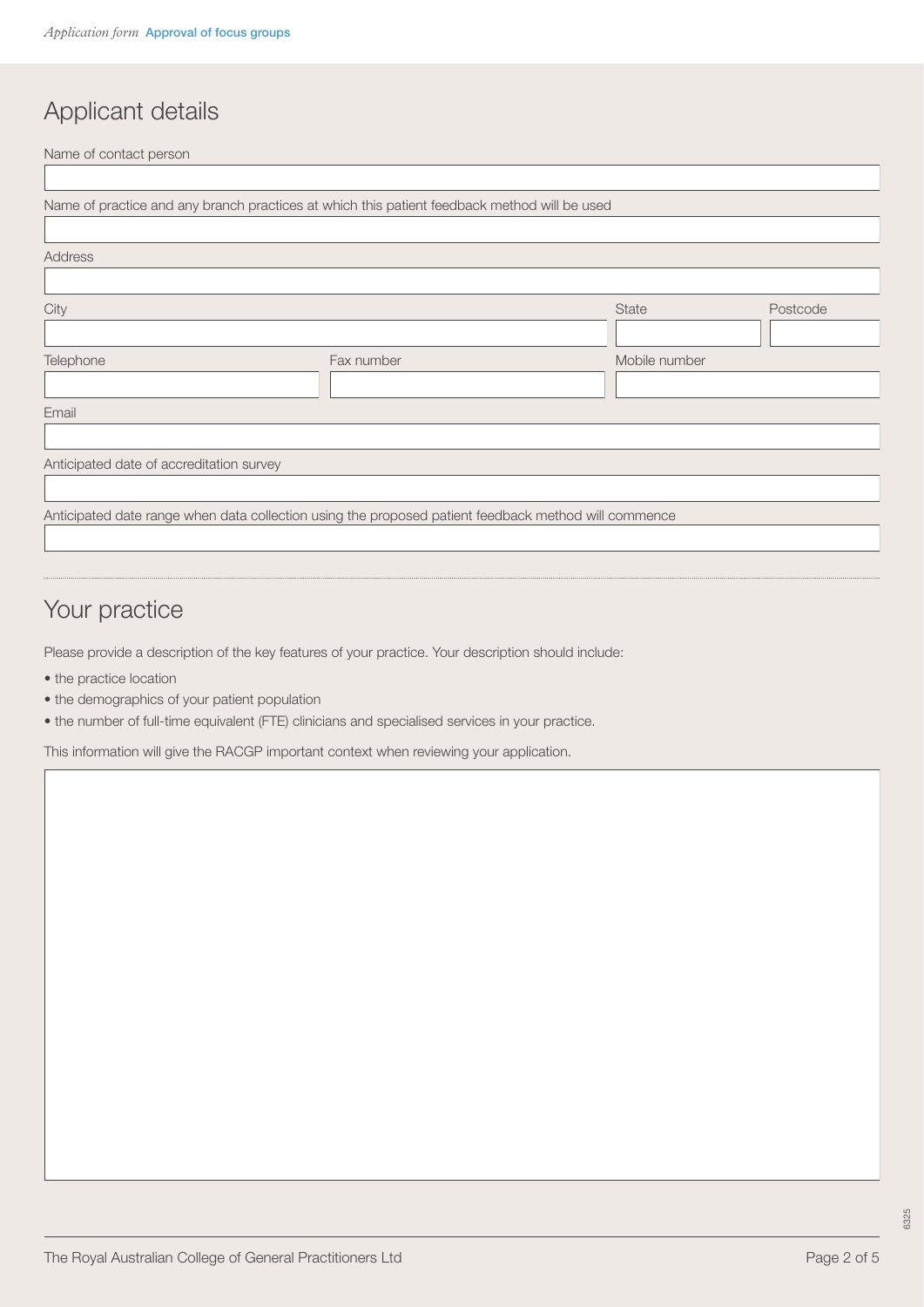## Applicant details

Name of contact person

Name of practice and any branch practices at which this patient feedback method will be used

Address

City | State | Postcode

Telephone | Fax number | Mobile number

Email

Anticipated date of accreditation survey

Anticipated date range when data collection using the proposed patient feedback method will commence

## Your practice

Please provide a description of the key features of your practice. Your description should include:

- the practice location
- the demographics of your patient population
- the number of full-time equivalent (FTE) clinicians and specialised services in your practice.

This information will give the RACGP important context when reviewing your application.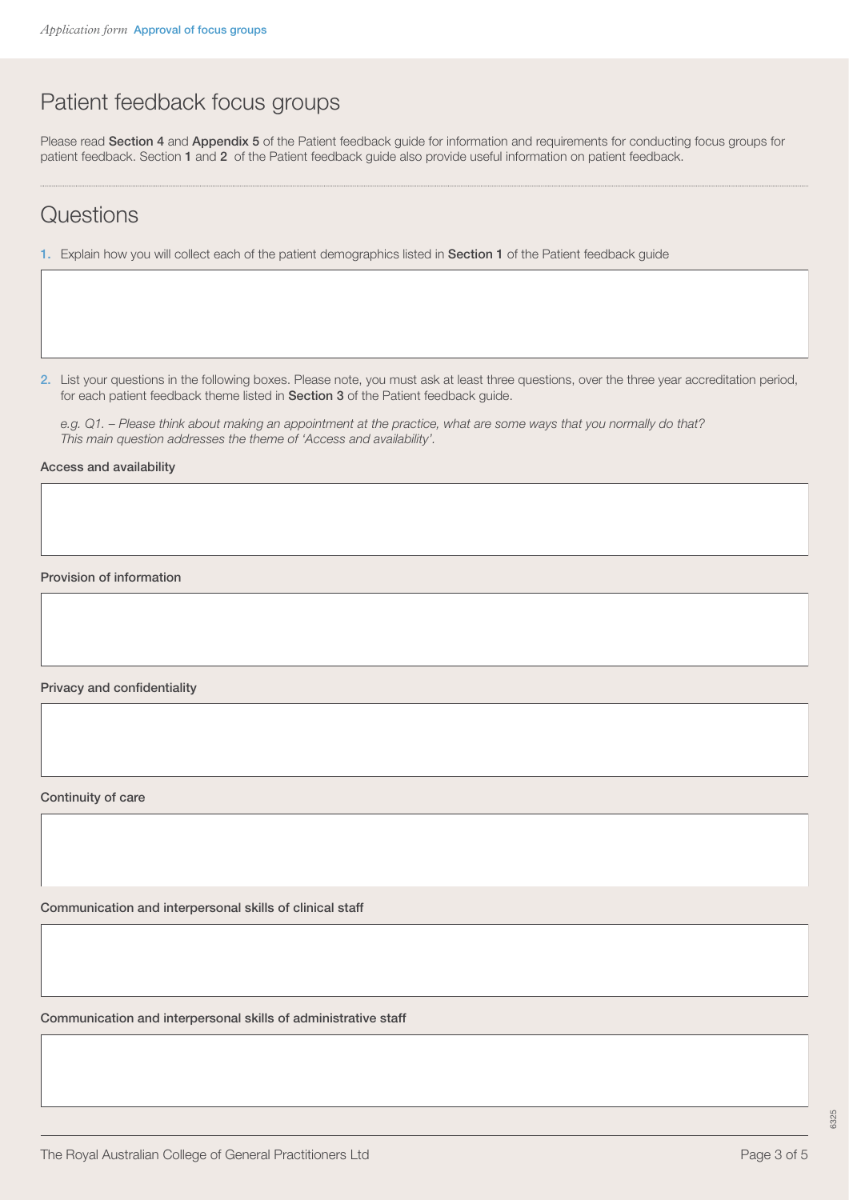# Patient feedback focus groups

Please read **Section 4** and **Appendix 5** of the Patient feedback guide for information and requirements for conducting focus groups for patient feedback. Section **1** and **2** of the Patient feedback guide also provide useful information on patient feedback.

## Questions

1. Explain how you will collect each of the patient demographics listed in **Section 1** of the Patient feedback guide

2. List your questions in the following boxes. Please note, you must ask at least three questions, over the three year accreditation period, for each patient feedback theme listed in **Section 3** of the Patient feedback guide.

   *e.g. Q1. – Please think about making an appointment at the practice, what are some ways that you normally do that? This main question addresses the theme of 'Access and availability'.*

**Access and availability**

**Provision of information**

**Privacy and confidentiality**

**Continuity of care**

**Communication and interpersonal skills of clinical staff**

**Communication and interpersonal skills of administrative staff**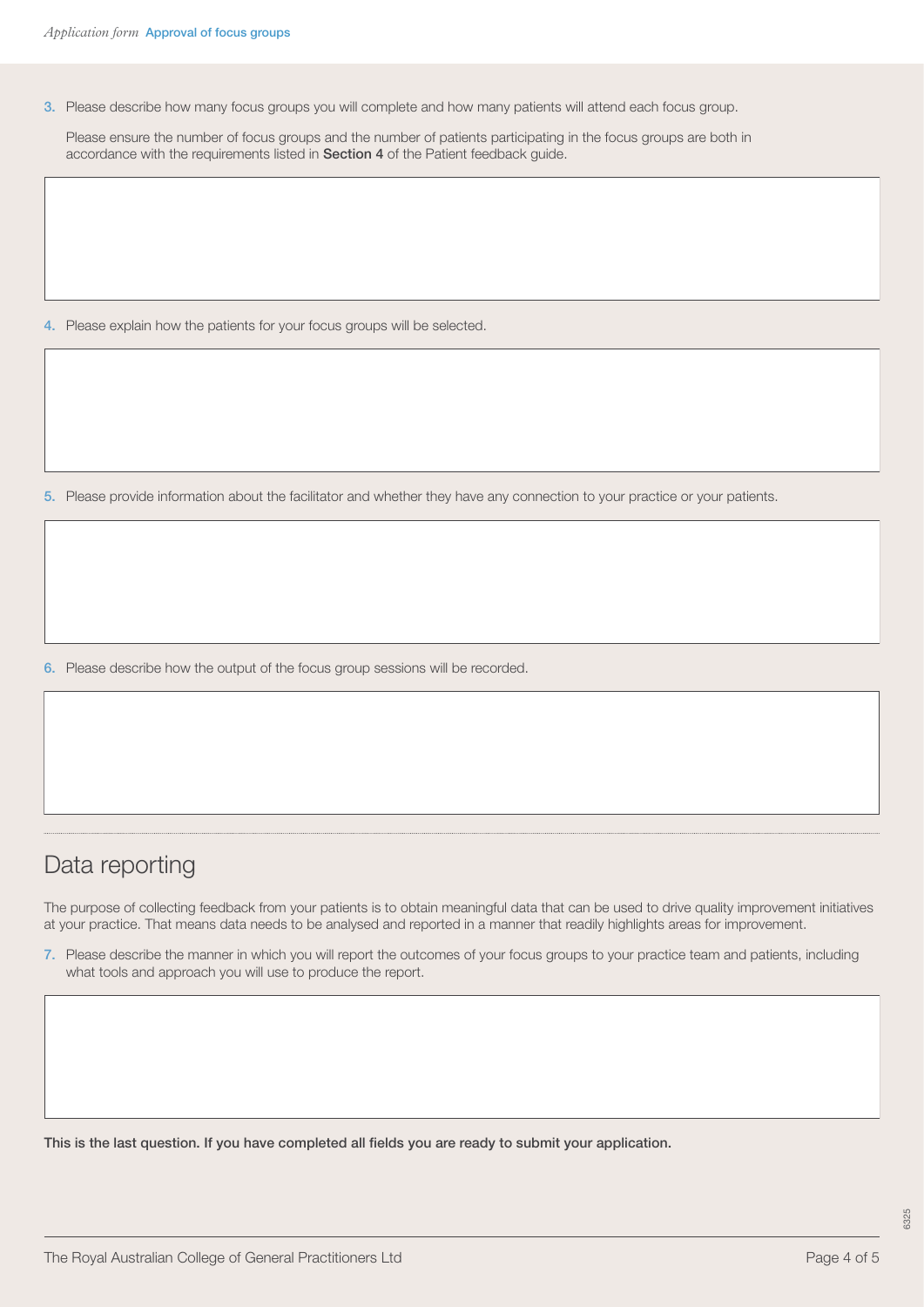3. Please describe how many focus groups you will complete and how many patients will attend each focus group.

   Please ensure the number of focus groups and the number of patients participating in the focus groups are both in accordance with the requirements listed in **Section 4** of the Patient feedback guide.

4. Please explain how the patients for your focus groups will be selected.

5. Please provide information about the facilitator and whether they have any connection to your practice or your patients.

6. Please describe how the output of the focus group sessions will be recorded.

## Data reporting

The purpose of collecting feedback from your patients is to obtain meaningful data that can be used to drive quality improvement initiatives at your practice. That means data needs to be analysed and reported in a manner that readily highlights areas for improvement.

7. Please describe the manner in which you will report the outcomes of your focus groups to your practice team and patients, including what tools and approach you will use to produce the report.

**This is the last question. If you have completed all fields you are ready to submit your application.**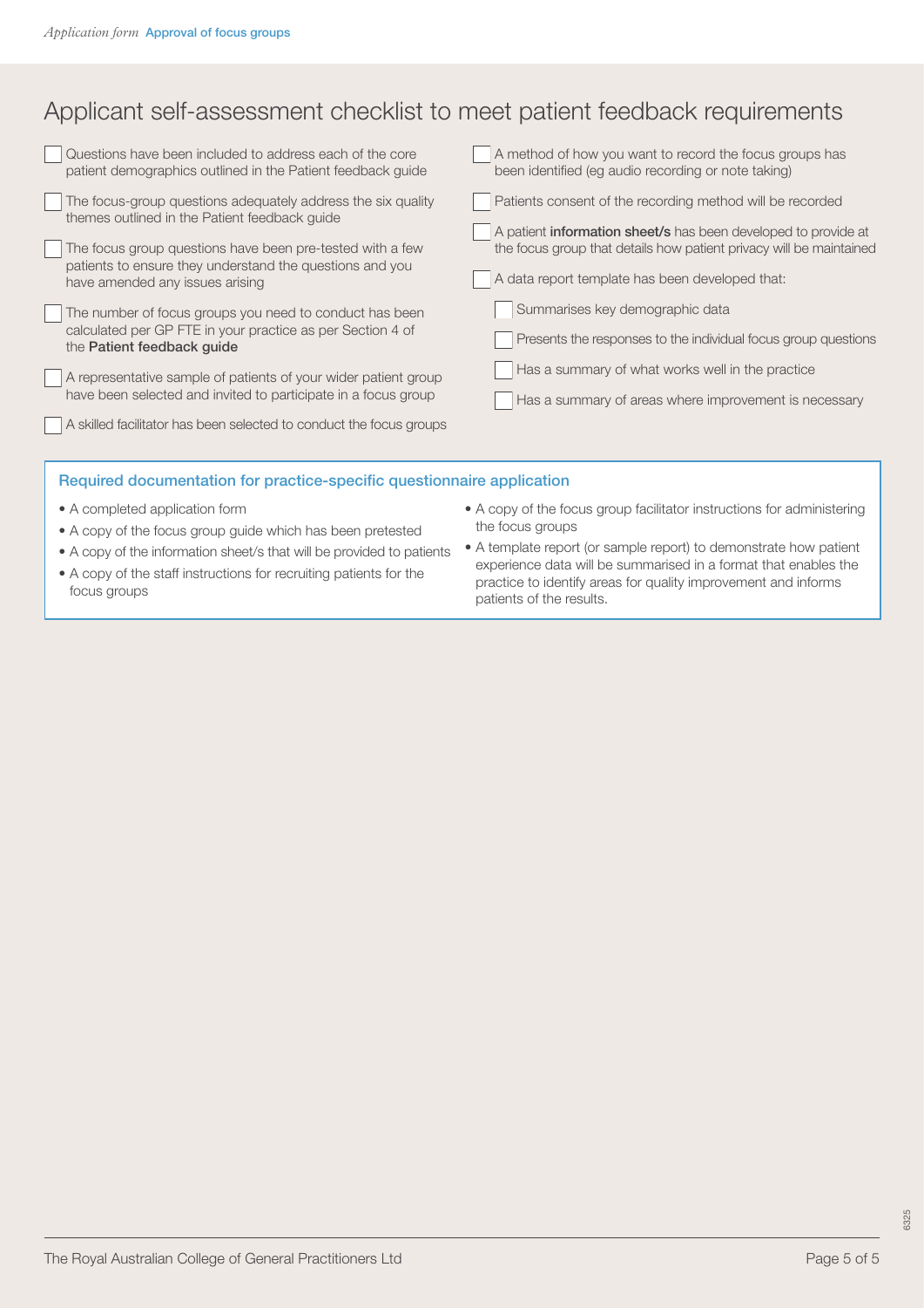## Applicant self-assessment checklist to meet patient feedback requirements

- [ ] Questions have been included to address each of the core patient demographics outlined in the Patient feedback guide
- [ ] The focus-group questions adequately address the six quality themes outlined in the Patient feedback guide
- [ ] The focus group questions have been pre-tested with a few patients to ensure they understand the questions and you have amended any issues arising
- [ ] The number of focus groups you need to conduct has been calculated per GP FTE in your practice as per Section 4 of the **Patient feedback guide**
- [ ] A representative sample of patients of your wider patient group have been selected and invited to participate in a focus group
- [ ] A skilled facilitator has been selected to conduct the focus groups
- [ ] A method of how you want to record the focus groups has been identified (eg audio recording or note taking)
- [ ] Patients consent of the recording method will be recorded
- [ ] A patient **information sheet/s** has been developed to provide at the focus group that details how patient privacy will be maintained
- [ ] A data report template has been developed that:
  - [ ] Summarises key demographic data
  - [ ] Presents the responses to the individual focus group questions
  - [ ] Has a summary of what works well in the practice
  - [ ] Has a summary of areas where improvement is necessary

### Required documentation for practice-specific questionnaire application

- A completed application form
- A copy of the focus group guide which has been pretested
- A copy of the information sheet/s that will be provided to patients
- A copy of the staff instructions for recruiting patients for the focus groups
- A copy of the focus group facilitator instructions for administering the focus groups
- A template report (or sample report) to demonstrate how patient experience data will be summarised in a format that enables the practice to identify areas for quality improvement and informs patients of the results.